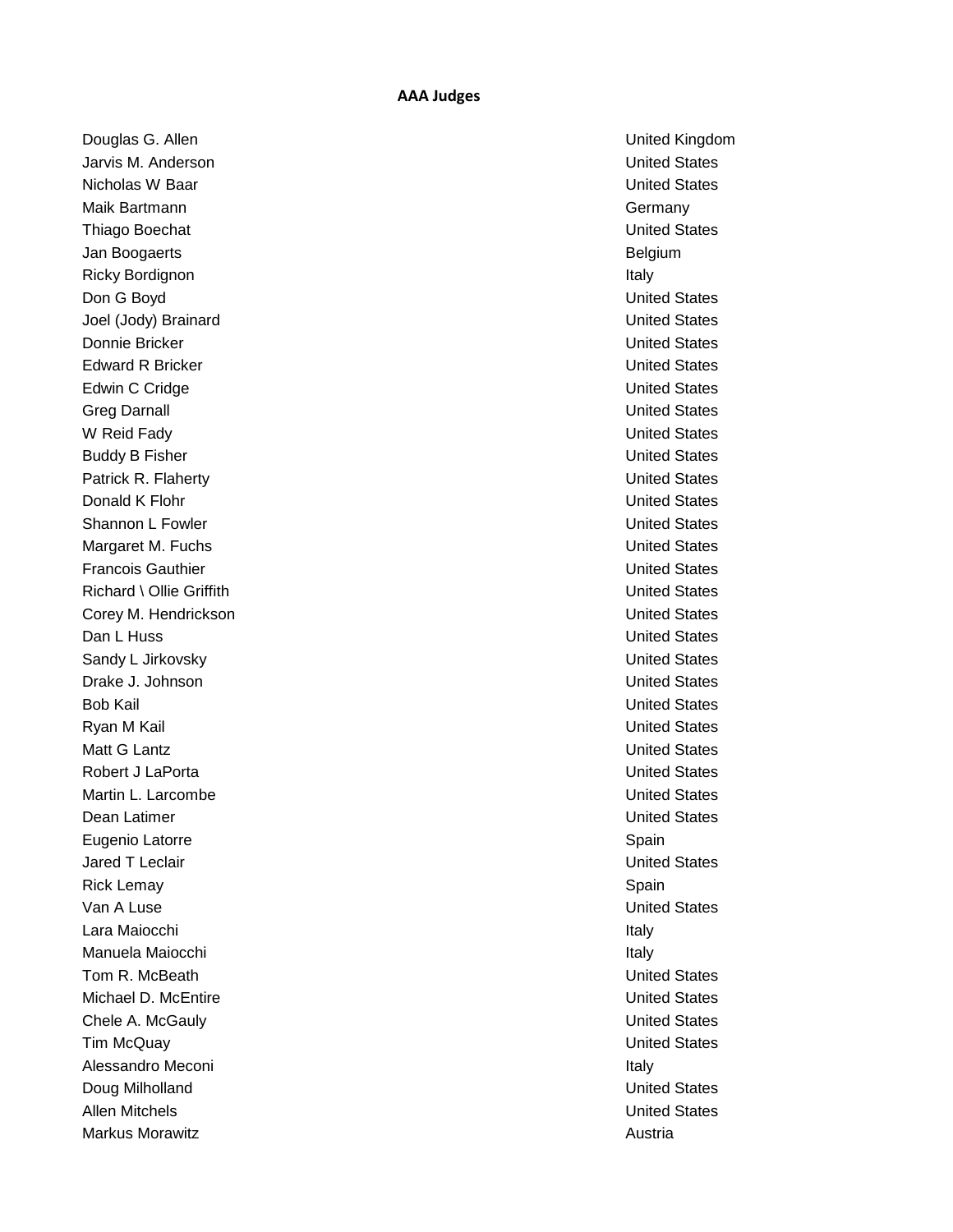# AAA Judges

| Name | Country |
|---|---|
| Douglas G. Allen | United Kingdom |
| Jarvis M. Anderson | United States |
| Nicholas W Baar | United States |
| Maik Bartmann | Germany |
| Thiago Boechat | United States |
| Jan Boogaerts | Belgium |
| Ricky Bordignon | Italy |
| Don G Boyd | United States |
| Joel (Jody) Brainard | United States |
| Donnie Bricker | United States |
| Edward R Bricker | United States |
| Edwin C Cridge | United States |
| Greg Darnall | United States |
| W Reid Fady | United States |
| Buddy B Fisher | United States |
| Patrick R. Flaherty | United States |
| Donald K Flohr | United States |
| Shannon L Fowler | United States |
| Margaret M. Fuchs | United States |
| Francois Gauthier | United States |
| Richard \ Ollie Griffith | United States |
| Corey M. Hendrickson | United States |
| Dan L Huss | United States |
| Sandy L Jirkovsky | United States |
| Drake J. Johnson | United States |
| Bob Kail | United States |
| Ryan M Kail | United States |
| Matt G Lantz | United States |
| Robert J LaPorta | United States |
| Martin L. Larcombe | United States |
| Dean Latimer | United States |
| Eugenio Latorre | Spain |
| Jared T Leclair | United States |
| Rick Lemay | Spain |
| Van A Luse | United States |
| Lara Maiocchi | Italy |
| Manuela Maiocchi | Italy |
| Tom R. McBeath | United States |
| Michael D. McEntire | United States |
| Chele A. McGauly | United States |
| Tim McQuay | United States |
| Alessandro Meconi | Italy |
| Doug Milholland | United States |
| Allen Mitchels | United States |
| Markus Morawitz | Austria |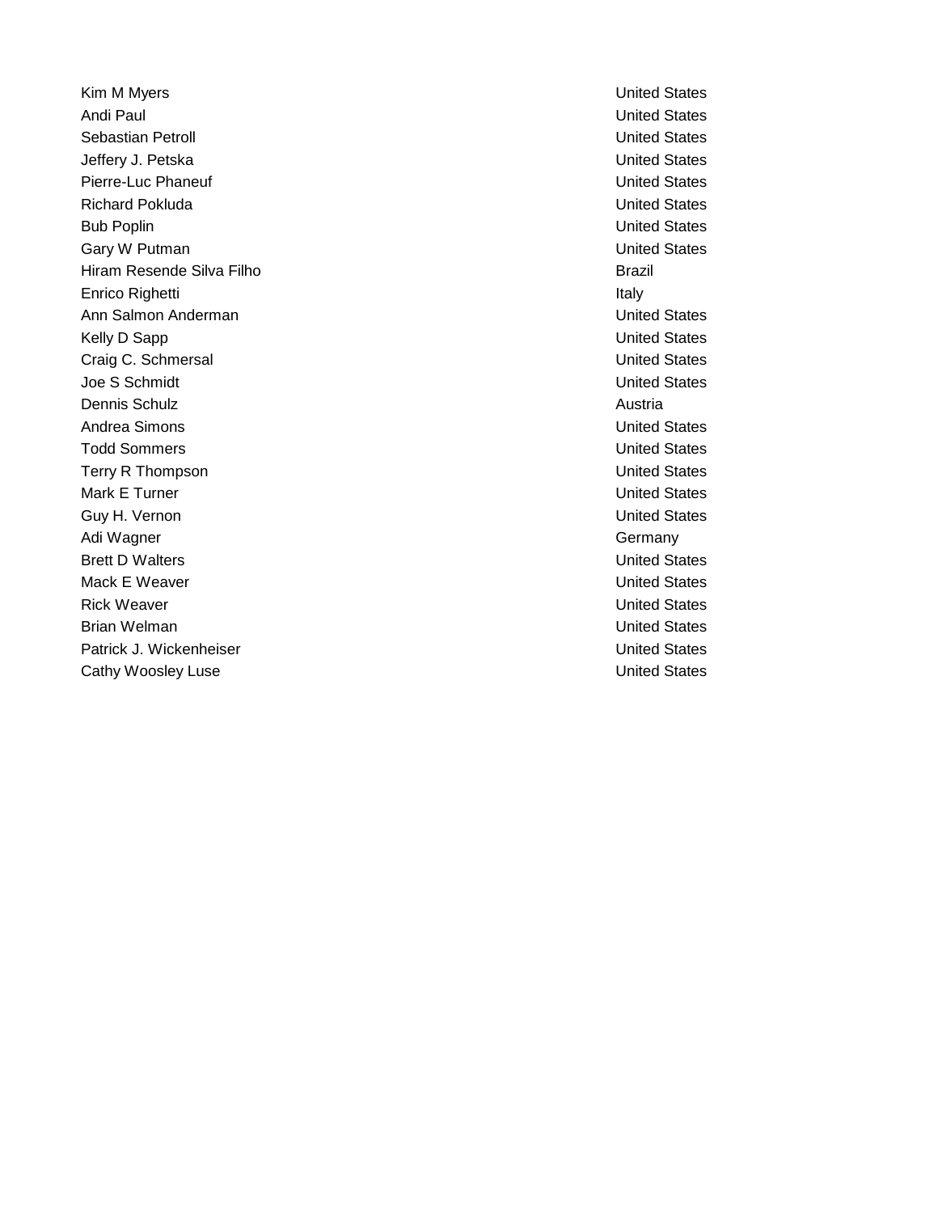| | |
|---|---|
| Kim M Myers | United States |
| Andi Paul | United States |
| Sebastian Petroll | United States |
| Jeffery J. Petska | United States |
| Pierre-Luc Phaneuf | United States |
| Richard Pokluda | United States |
| Bub Poplin | United States |
| Gary W Putman | United States |
| Hiram Resende Silva Filho | Brazil |
| Enrico Righetti | Italy |
| Ann Salmon Anderman | United States |
| Kelly D Sapp | United States |
| Craig C. Schmersal | United States |
| Joe S Schmidt | United States |
| Dennis Schulz | Austria |
| Andrea Simons | United States |
| Todd Sommers | United States |
| Terry R Thompson | United States |
| Mark E Turner | United States |
| Guy H. Vernon | United States |
| Adi Wagner | Germany |
| Brett D Walters | United States |
| Mack E Weaver | United States |
| Rick Weaver | United States |
| Brian Welman | United States |
| Patrick J. Wickenheiser | United States |
| Cathy Woosley Luse | United States |